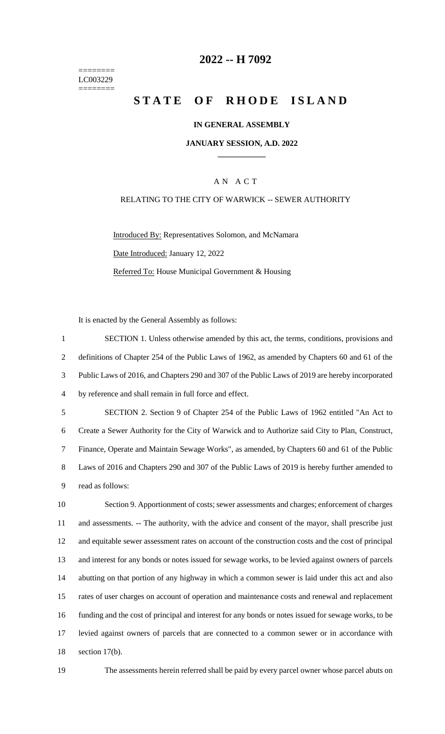========
LC003229
========

# 2022 -- H 7092

# STATE OF RHODE ISLAND

## IN GENERAL ASSEMBLY

## JANUARY SESSION, A.D. 2022

### AN ACT

RELATING TO THE CITY OF WARWICK -- SEWER AUTHORITY

Introduced By: Representatives Solomon, and McNamara

Date Introduced: January 12, 2022

Referred To: House Municipal Government & Housing

It is enacted by the General Assembly as follows:

SECTION 1. Unless otherwise amended by this act, the terms, conditions, provisions and definitions of Chapter 254 of the Public Laws of 1962, as amended by Chapters 60 and 61 of the Public Laws of 2016, and Chapters 290 and 307 of the Public Laws of 2019 are hereby incorporated by reference and shall remain in full force and effect.

SECTION 2. Section 9 of Chapter 254 of the Public Laws of 1962 entitled "An Act to Create a Sewer Authority for the City of Warwick and to Authorize said City to Plan, Construct, Finance, Operate and Maintain Sewage Works", as amended, by Chapters 60 and 61 of the Public Laws of 2016 and Chapters 290 and 307 of the Public Laws of 2019 is hereby further amended to read as follows:

Section 9. Apportionment of costs; sewer assessments and charges; enforcement of charges and assessments. -- The authority, with the advice and consent of the mayor, shall prescribe just and equitable sewer assessment rates on account of the construction costs and the cost of principal and interest for any bonds or notes issued for sewage works, to be levied against owners of parcels abutting on that portion of any highway in which a common sewer is laid under this act and also rates of user charges on account of operation and maintenance costs and renewal and replacement funding and the cost of principal and interest for any bonds or notes issued for sewage works, to be levied against owners of parcels that are connected to a common sewer or in accordance with section 17(b).

The assessments herein referred shall be paid by every parcel owner whose parcel abuts on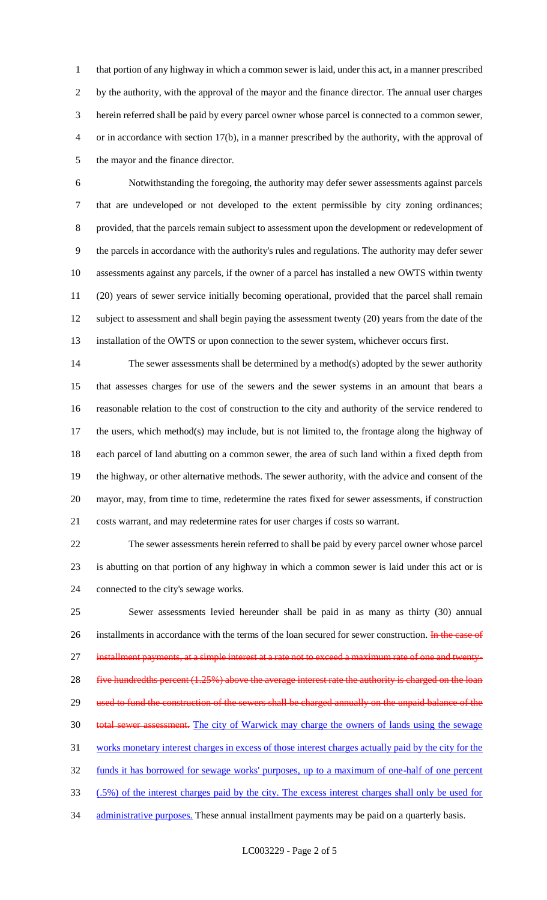that portion of any highway in which a common sewer is laid, under this act, in a manner prescribed by the authority, with the approval of the mayor and the finance director. The annual user charges herein referred shall be paid by every parcel owner whose parcel is connected to a common sewer, or in accordance with section 17(b), in a manner prescribed by the authority, with the approval of the mayor and the finance director.

Notwithstanding the foregoing, the authority may defer sewer assessments against parcels that are undeveloped or not developed to the extent permissible by city zoning ordinances; provided, that the parcels remain subject to assessment upon the development or redevelopment of the parcels in accordance with the authority's rules and regulations. The authority may defer sewer assessments against any parcels, if the owner of a parcel has installed a new OWTS within twenty (20) years of sewer service initially becoming operational, provided that the parcel shall remain subject to assessment and shall begin paying the assessment twenty (20) years from the date of the installation of the OWTS or upon connection to the sewer system, whichever occurs first.

The sewer assessments shall be determined by a method(s) adopted by the sewer authority that assesses charges for use of the sewers and the sewer systems in an amount that bears a reasonable relation to the cost of construction to the city and authority of the service rendered to the users, which method(s) may include, but is not limited to, the frontage along the highway of each parcel of land abutting on a common sewer, the area of such land within a fixed depth from the highway, or other alternative methods. The sewer authority, with the advice and consent of the mayor, may, from time to time, redetermine the rates fixed for sewer assessments, if construction costs warrant, and may redetermine rates for user charges if costs so warrant.

The sewer assessments herein referred to shall be paid by every parcel owner whose parcel is abutting on that portion of any highway in which a common sewer is laid under this act or is connected to the city's sewage works.

Sewer assessments levied hereunder shall be paid in as many as thirty (30) annual installments in accordance with the terms of the loan secured for sewer construction. ~~In the case of installment payments, at a simple interest at a rate not to exceed a maximum rate of one and twenty-five hundredths percent (1.25%) above the average interest rate the authority is charged on the loan used to fund the construction of the sewers shall be charged annually on the unpaid balance of the total sewer assessment.~~ <u>The city of Warwick may charge the owners of lands using the sewage works monetary interest charges in excess of those interest charges actually paid by the city for the funds it has borrowed for sewage works' purposes, up to a maximum of one-half of one percent (.5%) of the interest charges paid by the city. The excess interest charges shall only be used for administrative purposes.</u> These annual installment payments may be paid on a quarterly basis.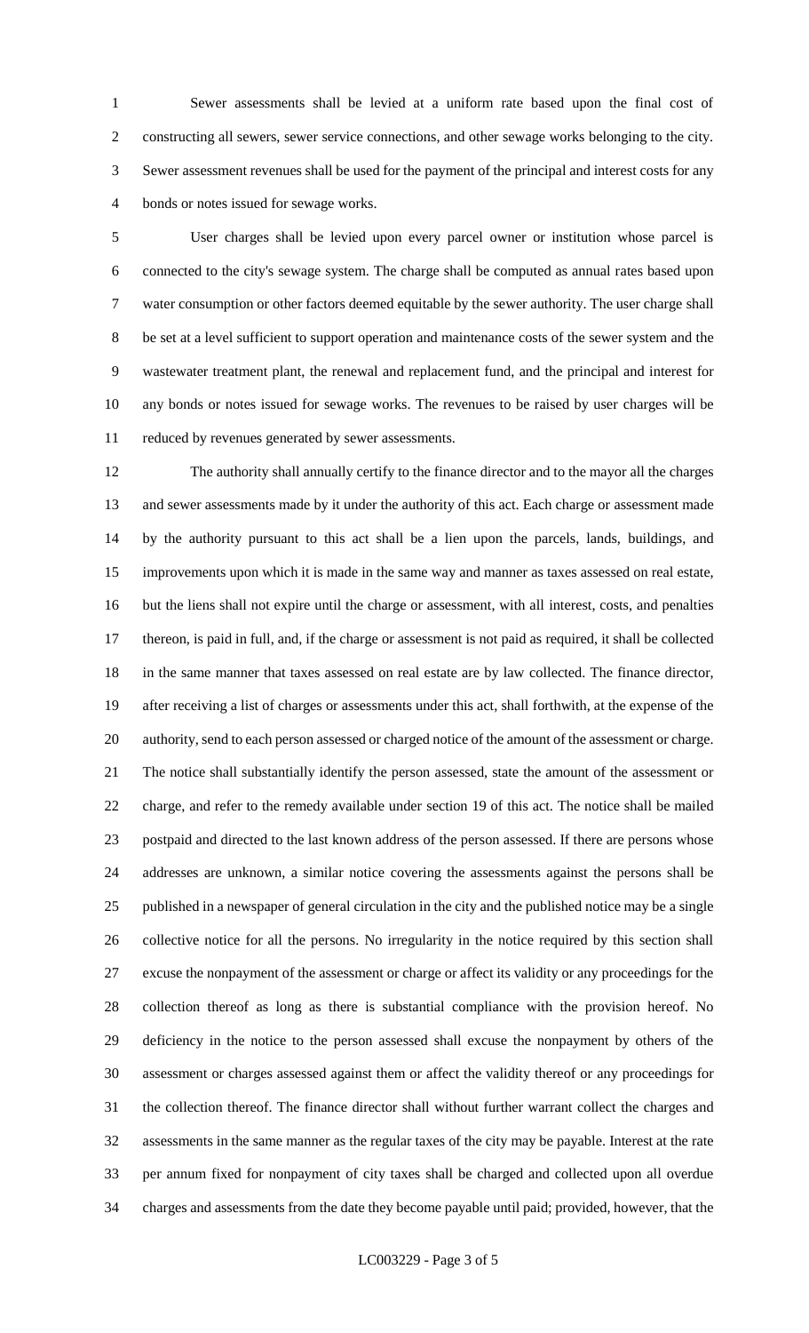Sewer assessments shall be levied at a uniform rate based upon the final cost of constructing all sewers, sewer service connections, and other sewage works belonging to the city. Sewer assessment revenues shall be used for the payment of the principal and interest costs for any bonds or notes issued for sewage works.

User charges shall be levied upon every parcel owner or institution whose parcel is connected to the city's sewage system. The charge shall be computed as annual rates based upon water consumption or other factors deemed equitable by the sewer authority. The user charge shall be set at a level sufficient to support operation and maintenance costs of the sewer system and the wastewater treatment plant, the renewal and replacement fund, and the principal and interest for any bonds or notes issued for sewage works. The revenues to be raised by user charges will be reduced by revenues generated by sewer assessments.

The authority shall annually certify to the finance director and to the mayor all the charges and sewer assessments made by it under the authority of this act. Each charge or assessment made by the authority pursuant to this act shall be a lien upon the parcels, lands, buildings, and improvements upon which it is made in the same way and manner as taxes assessed on real estate, but the liens shall not expire until the charge or assessment, with all interest, costs, and penalties thereon, is paid in full, and, if the charge or assessment is not paid as required, it shall be collected in the same manner that taxes assessed on real estate are by law collected. The finance director, after receiving a list of charges or assessments under this act, shall forthwith, at the expense of the authority, send to each person assessed or charged notice of the amount of the assessment or charge. The notice shall substantially identify the person assessed, state the amount of the assessment or charge, and refer to the remedy available under section 19 of this act. The notice shall be mailed postpaid and directed to the last known address of the person assessed. If there are persons whose addresses are unknown, a similar notice covering the assessments against the persons shall be published in a newspaper of general circulation in the city and the published notice may be a single collective notice for all the persons. No irregularity in the notice required by this section shall excuse the nonpayment of the assessment or charge or affect its validity or any proceedings for the collection thereof as long as there is substantial compliance with the provision hereof. No deficiency in the notice to the person assessed shall excuse the nonpayment by others of the assessment or charges assessed against them or affect the validity thereof or any proceedings for the collection thereof. The finance director shall without further warrant collect the charges and assessments in the same manner as the regular taxes of the city may be payable. Interest at the rate per annum fixed for nonpayment of city taxes shall be charged and collected upon all overdue charges and assessments from the date they become payable until paid; provided, however, that the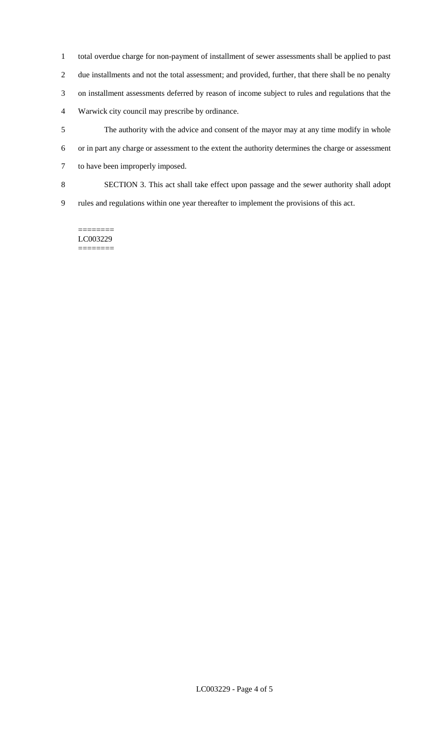total overdue charge for non-payment of installment of sewer assessments shall be applied to past due installments and not the total assessment; and provided, further, that there shall be no penalty on installment assessments deferred by reason of income subject to rules and regulations that the Warwick city council may prescribe by ordinance.

The authority with the advice and consent of the mayor may at any time modify in whole or in part any charge or assessment to the extent the authority determines the charge or assessment to have been improperly imposed.

SECTION 3. This act shall take effect upon passage and the sewer authority shall adopt rules and regulations within one year thereafter to implement the provisions of this act.

========
LC003229
========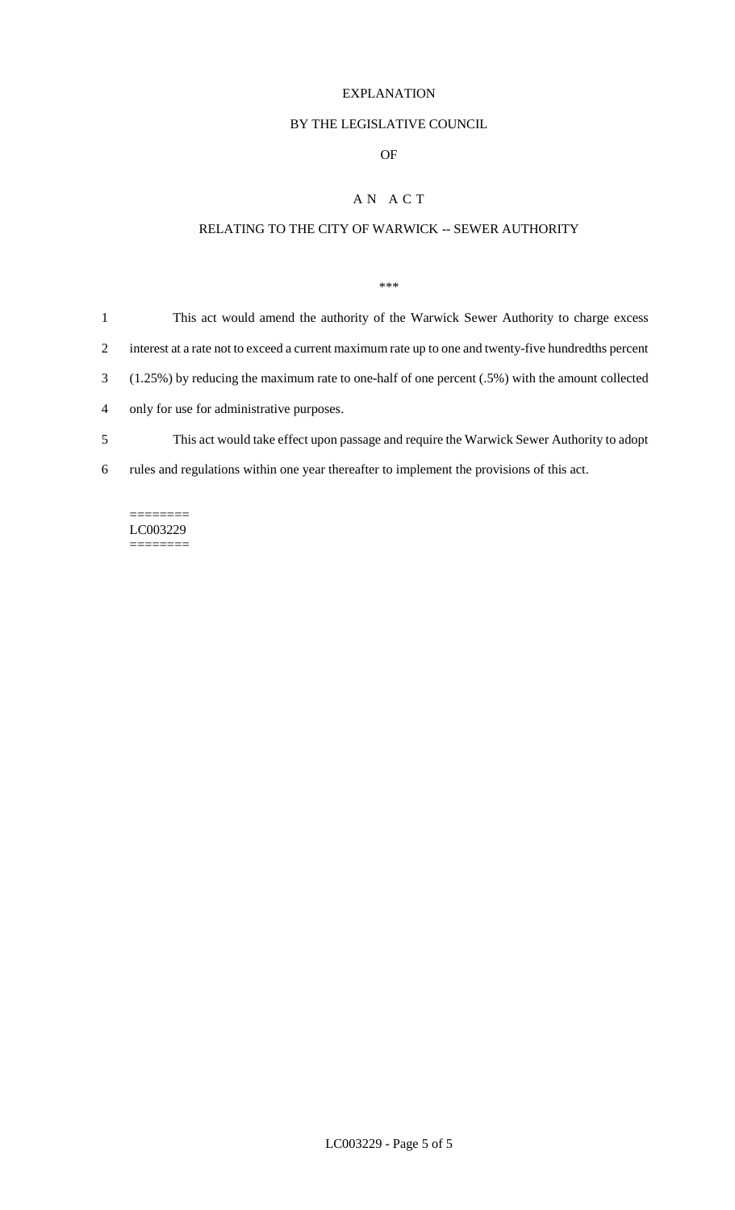EXPLANATION

BY THE LEGISLATIVE COUNCIL

OF

A N A C T

RELATING TO THE CITY OF WARWICK -- SEWER AUTHORITY

\*\*\*

This act would amend the authority of the Warwick Sewer Authority to charge excess interest at a rate not to exceed a current maximum rate up to one and twenty-five hundredths percent (1.25%) by reducing the maximum rate to one-half of one percent (.5%) with the amount collected only for use for administrative purposes.

This act would take effect upon passage and require the Warwick Sewer Authority to adopt rules and regulations within one year thereafter to implement the provisions of this act.

========
LC003229
========